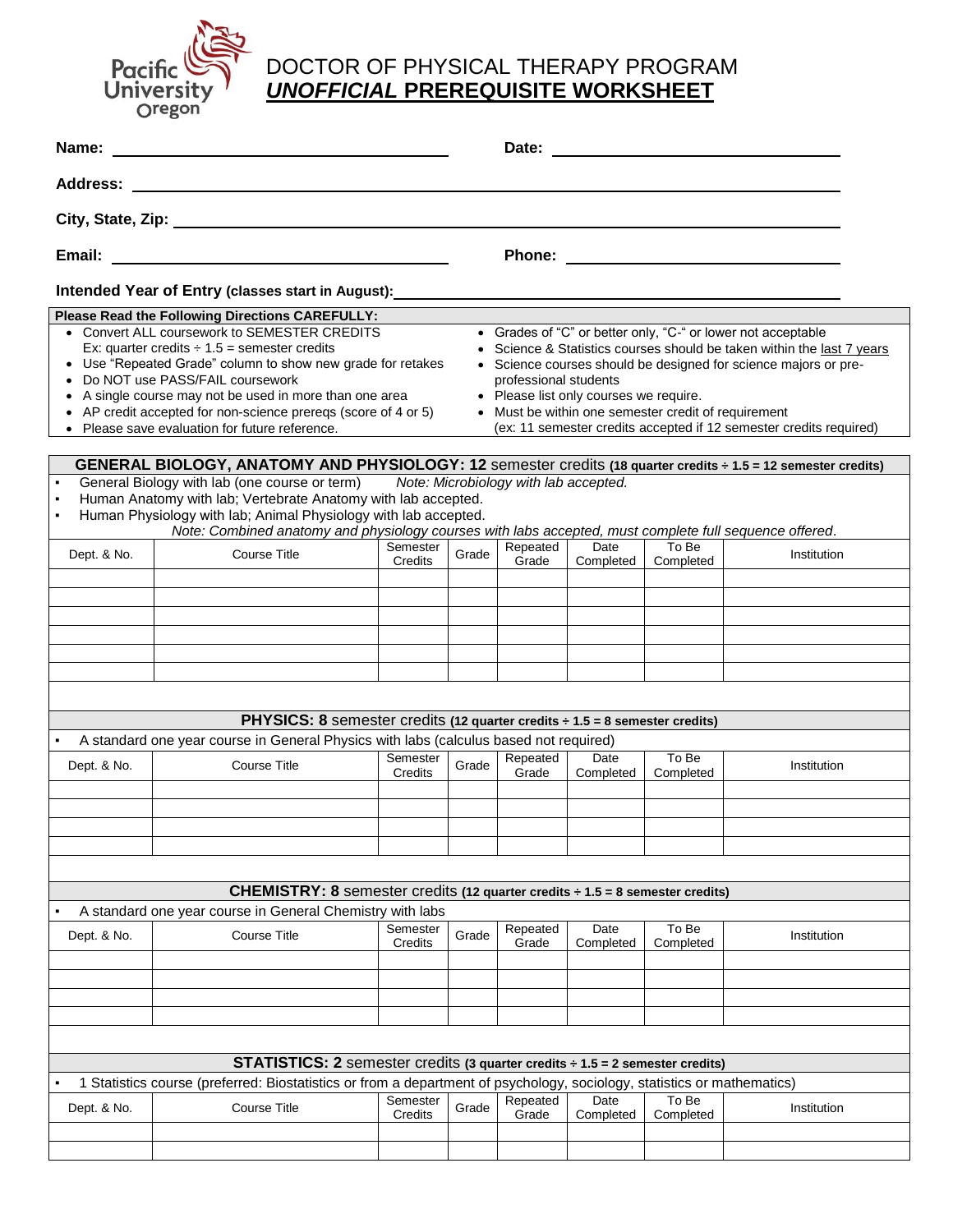Pacific University Oregon

# DOCTOR OF PHYSICAL THERAPY PROGRAM
## *UNOFFICIAL* PREREQUISITE WORKSHEET

**Name:** ______________________ **Date:** ______________________

**Address:** ______________________

**City, State, Zip:** ______________________

**Email:** ______________________ **Phone:** ______________________

**Intended Year of Entry (classes start in August):** ______________________

**Please Read the Following Directions CAREFULLY:**

- Convert ALL coursework to SEMESTER CREDITS
  Ex: quarter credits ÷ 1.5 = semester credits
- Use "Repeated Grade" column to show new grade for retakes
- Do NOT use PASS/FAIL coursework
- A single course may not be used in more than one area
- AP credit accepted for non-science prereqs (score of 4 or 5)
- Please save evaluation for future reference.
- Grades of "C" or better only, "C-" or lower not acceptable
- Science & Statistics courses should be taken within the last 7 years
- Science courses should be designed for science majors or pre-professional students
- Please list only courses we require.
- Must be within one semester credit of requirement
  (ex: 11 semester credits accepted if 12 semester credits required)

### GENERAL BIOLOGY, ANATOMY AND PHYSIOLOGY: 12 semester credits (18 quarter credits ÷ 1.5 = 12 semester credits)

- General Biology with lab (one course or term) *Note: Microbiology with lab accepted.*
- Human Anatomy with lab; Vertebrate Anatomy with lab accepted.
- Human Physiology with lab; Animal Physiology with lab accepted.

*Note: Combined anatomy and physiology courses with labs accepted, must complete full sequence offered*.

| Dept. & No. | Course Title | Semester Credits | Grade | Repeated Grade | Date Completed | To Be Completed | Institution |
|---|---|---|---|---|---|---|---|
| | | | | | | | |
| | | | | | | | |
| | | | | | | | |
| | | | | | | | |
| | | | | | | | |
| | | | | | | | |

### PHYSICS: 8 semester credits (12 quarter credits ÷ 1.5 = 8 semester credits)

- A standard one year course in General Physics with labs (calculus based not required)

| Dept. & No. | Course Title | Semester Credits | Grade | Repeated Grade | Date Completed | To Be Completed | Institution |
|---|---|---|---|---|---|---|---|
| | | | | | | | |
| | | | | | | | |
| | | | | | | | |
| | | | | | | | |

### CHEMISTRY: 8 semester credits (12 quarter credits ÷ 1.5 = 8 semester credits)

- A standard one year course in General Chemistry with labs

| Dept. & No. | Course Title | Semester Credits | Grade | Repeated Grade | Date Completed | To Be Completed | Institution |
|---|---|---|---|---|---|---|---|
| | | | | | | | |
| | | | | | | | |
| | | | | | | | |
| | | | | | | | |

### STATISTICS: 2 semester credits (3 quarter credits ÷ 1.5 = 2 semester credits)

- 1 Statistics course (preferred: Biostatistics or from a department of psychology, sociology, statistics or mathematics)

| Dept. & No. | Course Title | Semester Credits | Grade | Repeated Grade | Date Completed | To Be Completed | Institution |
|---|---|---|---|---|---|---|---|
| | | | | | | | |
| | | | | | | | |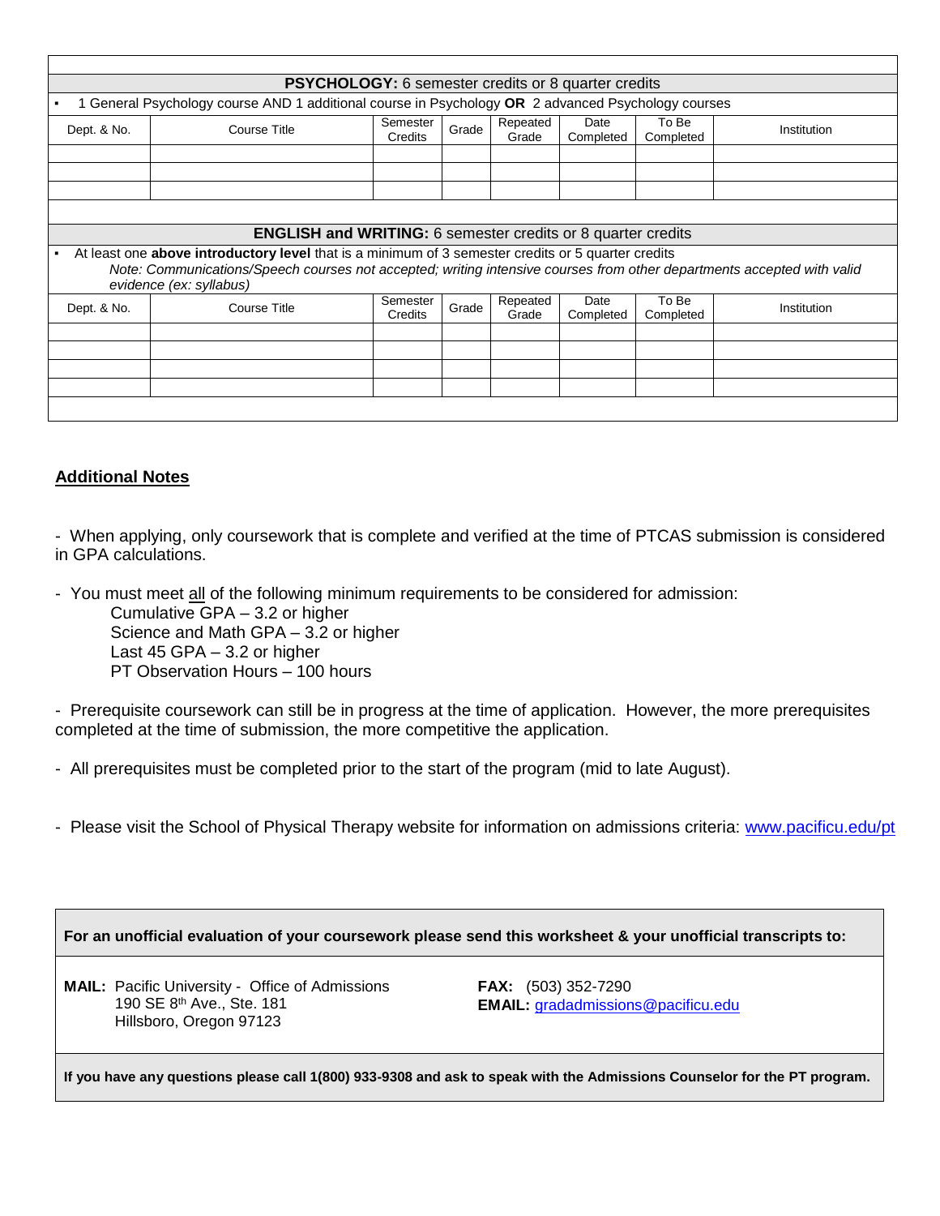**PSYCHOLOGY:** 6 semester credits or 8 quarter credits

- 1 General Psychology course AND 1 additional course in Psychology **OR** 2 advanced Psychology courses

| Dept. & No. | Course Title | Semester Credits | Grade | Repeated Grade | Date Completed | To Be Completed | Institution |
|---|---|---|---|---|---|---|---|
| | | | | | | | |
| | | | | | | | |
| | | | | | | | |

**ENGLISH and WRITING:** 6 semester credits or 8 quarter credits

- At least one **above introductory level** that is a minimum of 3 semester credits or 5 quarter credits
  *Note: Communications/Speech courses not accepted; writing intensive courses from other departments accepted with valid evidence (ex: syllabus)*

| Dept. & No. | Course Title | Semester Credits | Grade | Repeated Grade | Date Completed | To Be Completed | Institution |
|---|---|---|---|---|---|---|---|
| | | | | | | | |
| | | | | | | | |
| | | | | | | | |
| | | | | | | | |

## Additional Notes

- When applying, only coursework that is complete and verified at the time of PTCAS submission is considered in GPA calculations.

- You must meet all of the following minimum requirements to be considered for admission:
  - Cumulative GPA – 3.2 or higher
  - Science and Math GPA – 3.2 or higher
  - Last 45 GPA – 3.2 or higher
  - PT Observation Hours – 100 hours

- Prerequisite coursework can still be in progress at the time of application. However, the more prerequisites completed at the time of submission, the more competitive the application.

- All prerequisites must be completed prior to the start of the program (mid to late August).

- Please visit the School of Physical Therapy website for information on admissions criteria: www.pacificu.edu/pt

**For an unofficial evaluation of your coursework please send this worksheet & your unofficial transcripts to:**

**MAIL:** Pacific University - Office of Admissions
190 SE 8th Ave., Ste. 181
Hillsboro, Oregon 97123

**FAX:** (503) 352-7290
**EMAIL:** gradadmissions@pacificu.edu

**If you have any questions please call 1(800) 933-9308 and ask to speak with the Admissions Counselor for the PT program.**